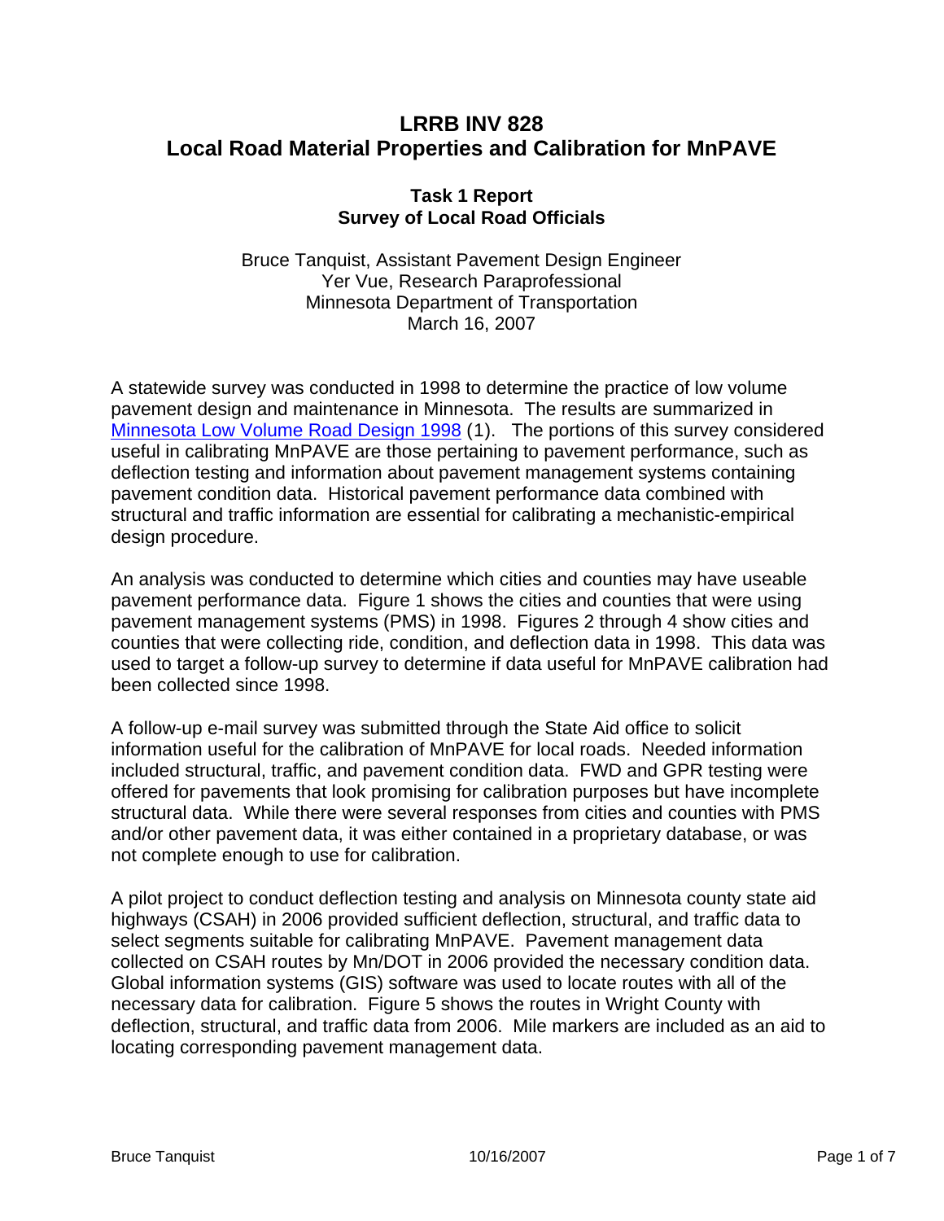# LRRB INV 828
# Local Road Material Properties and Calibration for MnPAVE

## Task 1 Report
## Survey of Local Road Officials

Bruce Tanquist, Assistant Pavement Design Engineer
Yer Vue, Research Paraprofessional
Minnesota Department of Transportation
March 16, 2007

A statewide survey was conducted in 1998 to determine the practice of low volume pavement design and maintenance in Minnesota. The results are summarized in Minnesota Low Volume Road Design 1998 (1). The portions of this survey considered useful in calibrating MnPAVE are those pertaining to pavement performance, such as deflection testing and information about pavement management systems containing pavement condition data. Historical pavement performance data combined with structural and traffic information are essential for calibrating a mechanistic-empirical design procedure.

An analysis was conducted to determine which cities and counties may have useable pavement performance data. Figure 1 shows the cities and counties that were using pavement management systems (PMS) in 1998. Figures 2 through 4 show cities and counties that were collecting ride, condition, and deflection data in 1998. This data was used to target a follow-up survey to determine if data useful for MnPAVE calibration had been collected since 1998.

A follow-up e-mail survey was submitted through the State Aid office to solicit information useful for the calibration of MnPAVE for local roads. Needed information included structural, traffic, and pavement condition data. FWD and GPR testing were offered for pavements that look promising for calibration purposes but have incomplete structural data. While there were several responses from cities and counties with PMS and/or other pavement data, it was either contained in a proprietary database, or was not complete enough to use for calibration.

A pilot project to conduct deflection testing and analysis on Minnesota county state aid highways (CSAH) in 2006 provided sufficient deflection, structural, and traffic data to select segments suitable for calibrating MnPAVE. Pavement management data collected on CSAH routes by Mn/DOT in 2006 provided the necessary condition data. Global information systems (GIS) software was used to locate routes with all of the necessary data for calibration. Figure 5 shows the routes in Wright County with deflection, structural, and traffic data from 2006. Mile markers are included as an aid to locating corresponding pavement management data.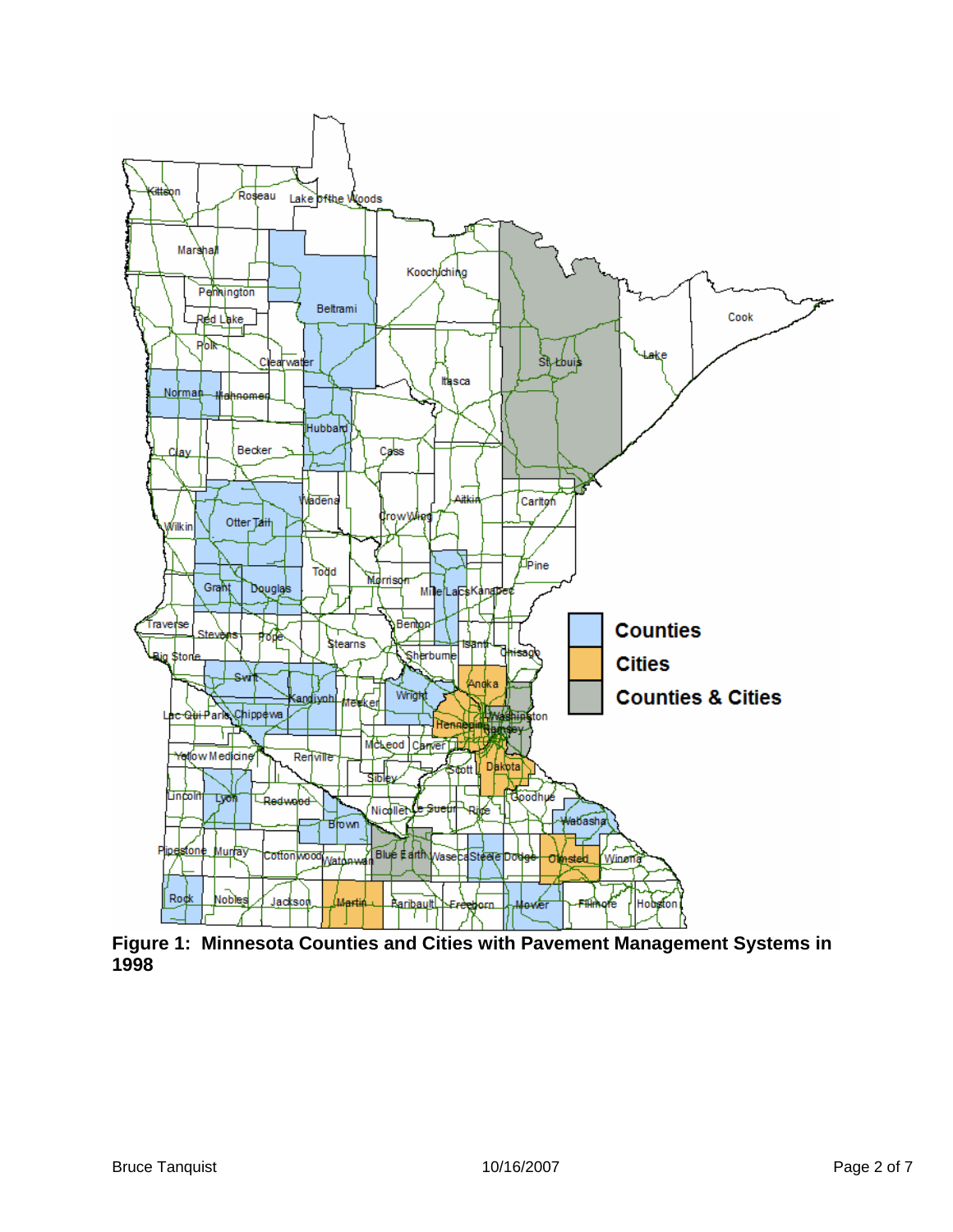**Figure 1: Minnesota Counties and Cities with Pavement Management Systems in 1998**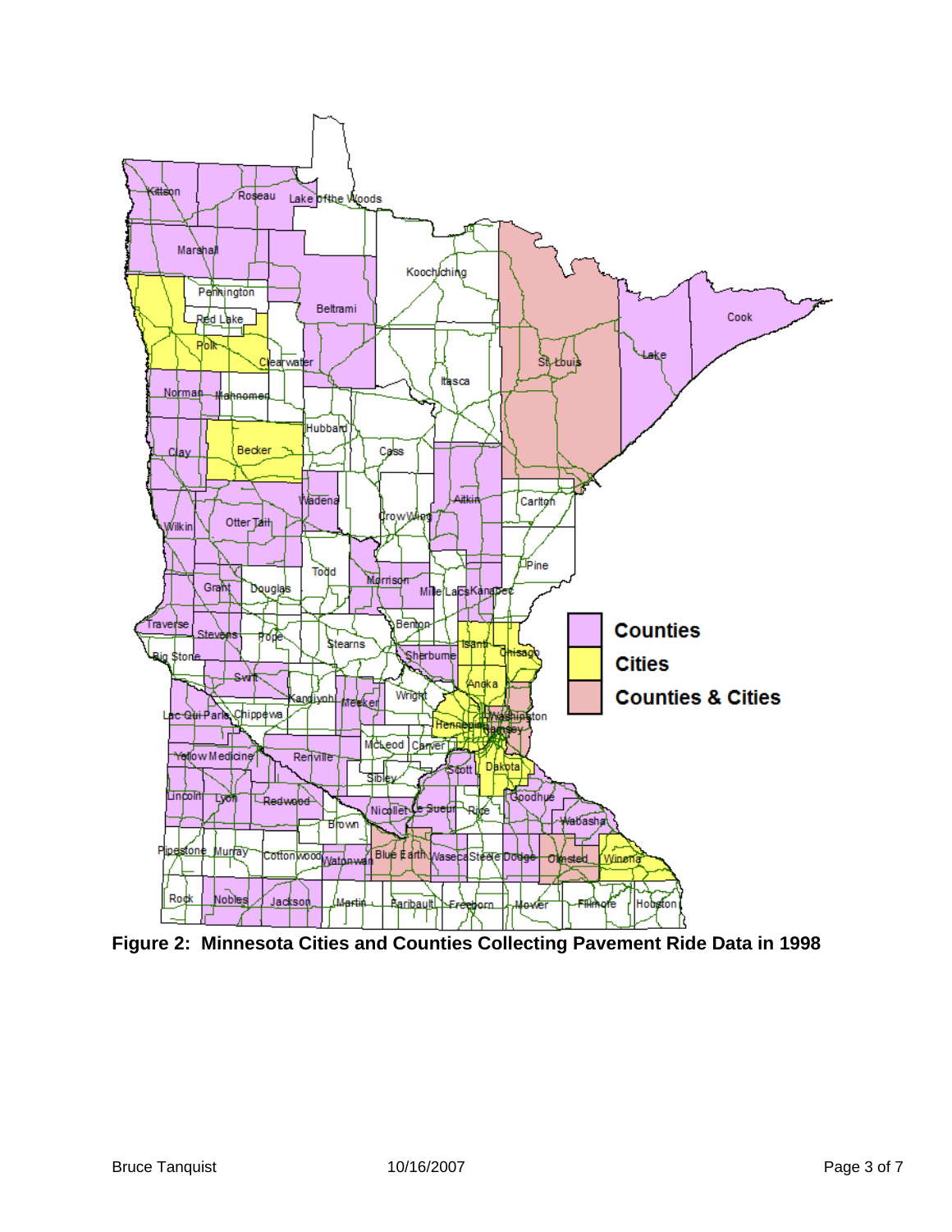**Figure 2: Minnesota Cities and Counties Collecting Pavement Ride Data in 1998**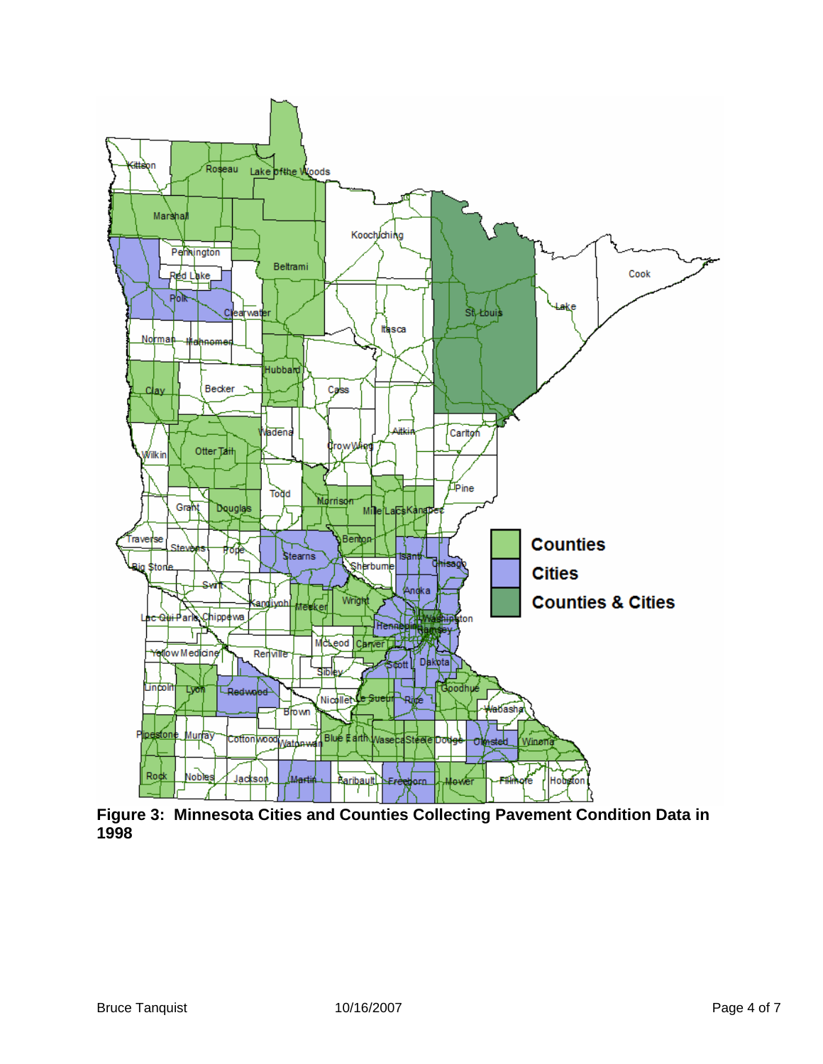**Figure 3: Minnesota Cities and Counties Collecting Pavement Condition Data in 1998**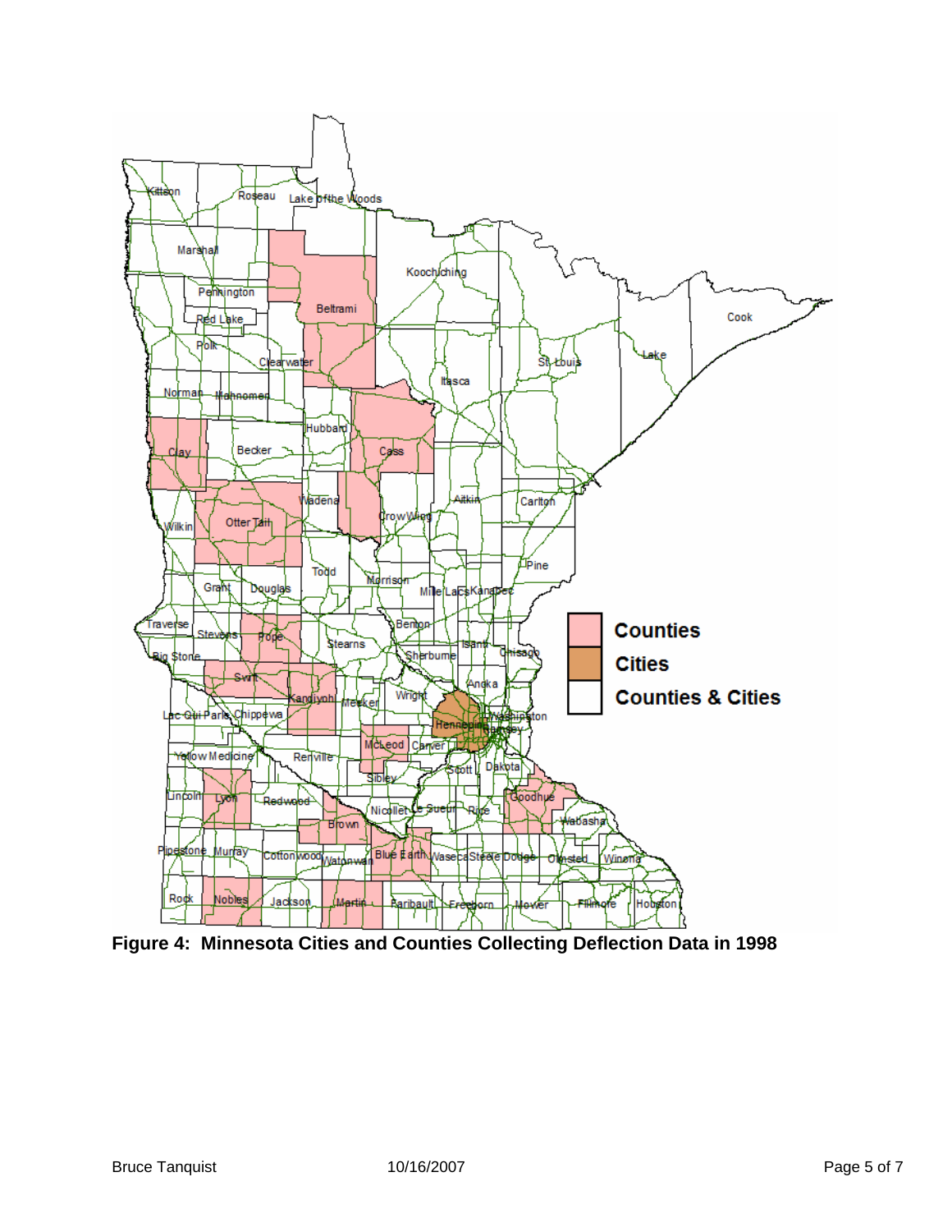**Figure 4: Minnesota Cities and Counties Collecting Deflection Data in 1998**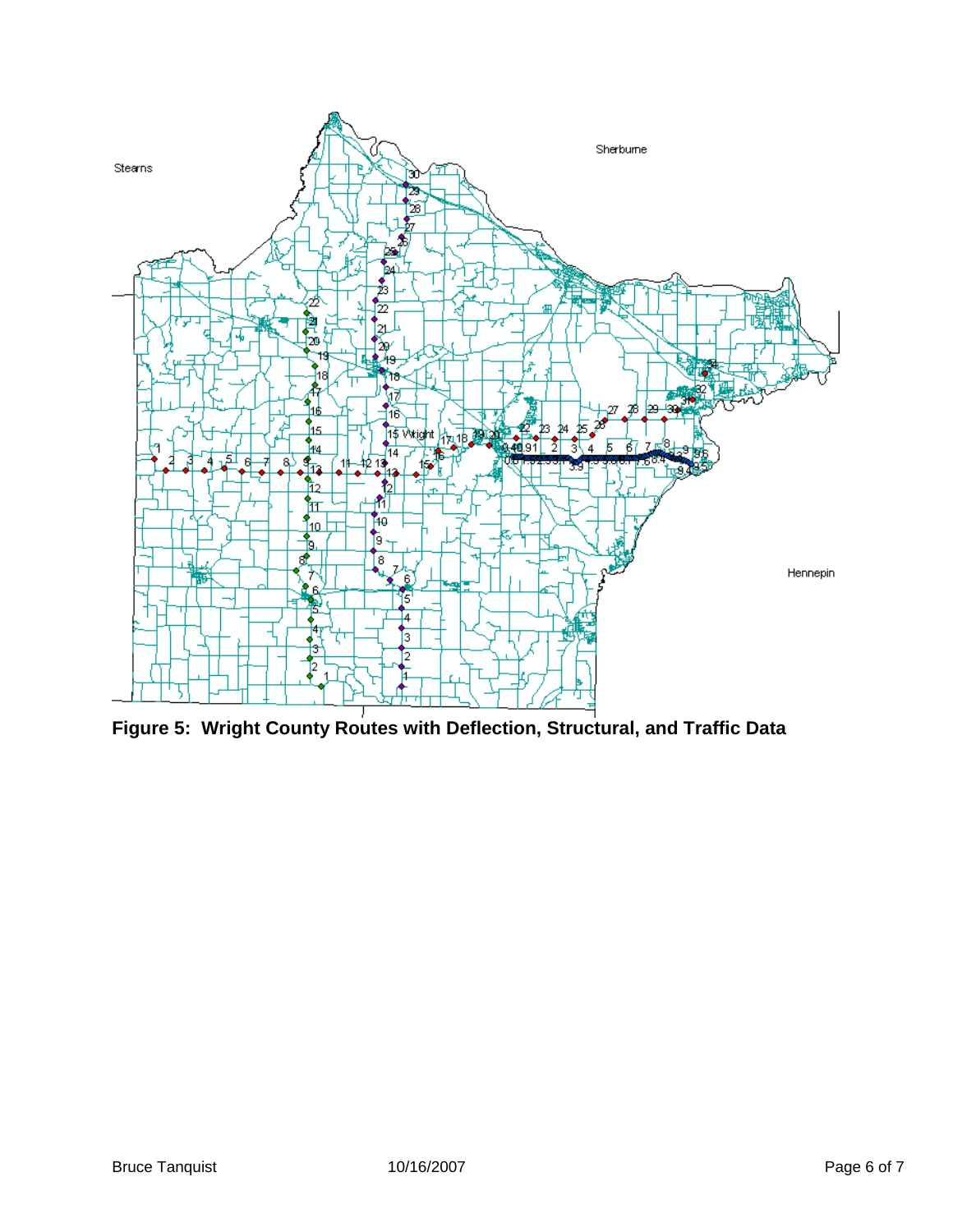**Figure 5: Wright County Routes with Deflection, Structural, and Traffic Data**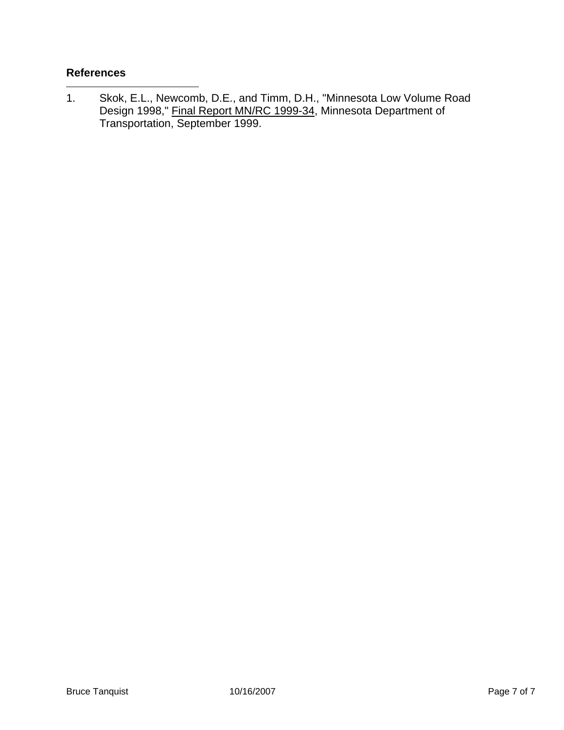**References**

1. Skok, E.L., Newcomb, D.E., and Timm, D.H., "Minnesota Low Volume Road Design 1998," Final Report MN/RC 1999-34, Minnesota Department of Transportation, September 1999.